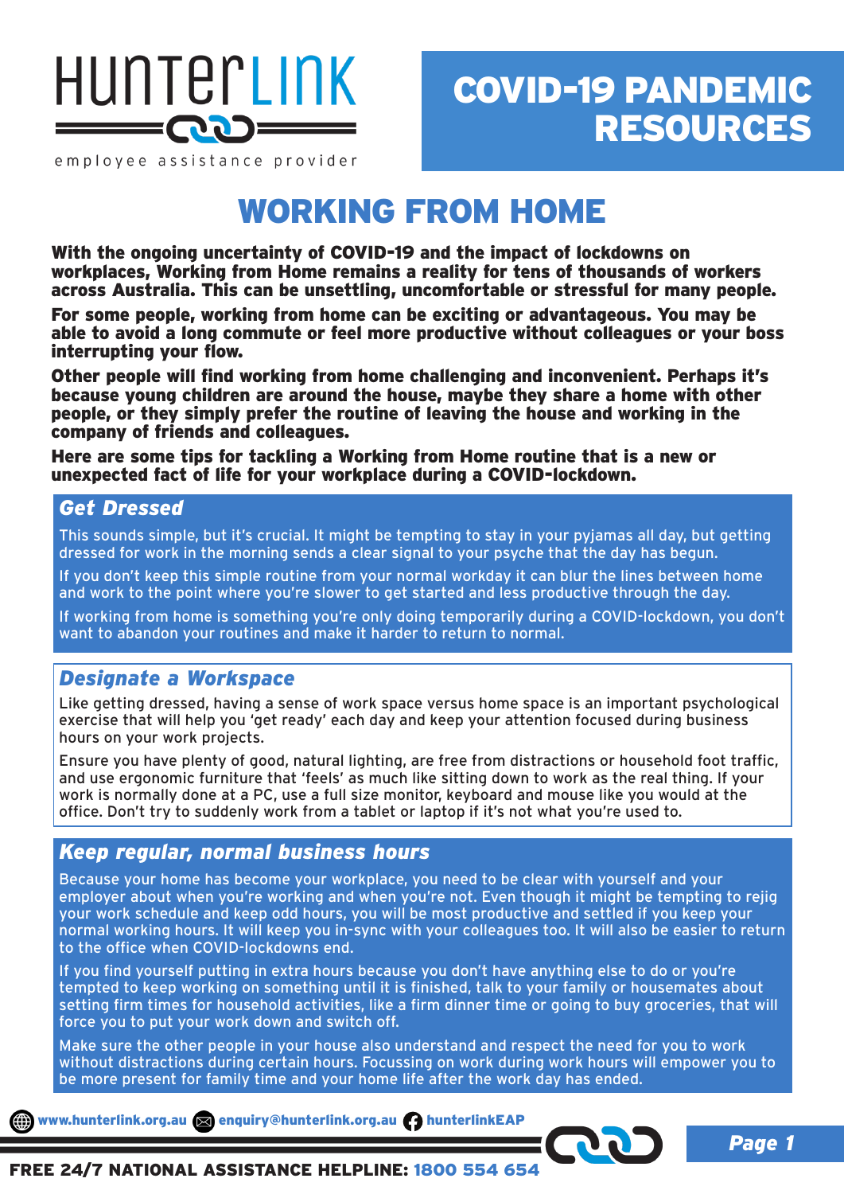HunterLink

employee assistance provider

# COVID-19 PANDEMIC RESOURCES

## WORKING FROM HOME

**With the ongoing uncertainty of COVID-19 and the impact of lockdowns on workplaces, Working from Home remains a reality for tens of thousands of workers across Australia. This can be unsettling, uncomfortable or stressful for many people.**

**For some people, working from home can be exciting or advantageous. You may be able to avoid a long commute or feel more productive without colleagues or your boss interrupting your flow.**

**Other people will find working from home challenging and inconvenient. Perhaps it's because young children are around the house, maybe they share a home with other people, or they simply prefer the routine of leaving the house and working in the company of friends and colleagues.**

**Here are some tips for tackling a Working from Home routine that is a new or unexpected fact of life for your workplace during a COVID-lockdown.**

### *Get Dressed*

This sounds simple, but it's crucial. It might be tempting to stay in your pyjamas all day, but getting dressed for work in the morning sends a clear signal to your psyche that the day has begun.

If you don't keep this simple routine from your normal workday it can blur the lines between home and work to the point where you're slower to get started and less productive through the day.

If working from home is something you're only doing temporarily during a COVID-lockdown, you don't want to abandon your routines and make it harder to return to normal.

### *Designate a Workspace*

Like getting dressed, having a sense of work space versus home space is an important psychological exercise that will help you 'get ready' each day and keep your attention focused during business hours on your work projects.

Ensure you have plenty of good, natural lighting, are free from distractions or household foot traffic, and use ergonomic furniture that 'feels' as much like sitting down to work as the real thing. If your work is normally done at a PC, use a full size monitor, keyboard and mouse like you would at the office. Don't try to suddenly work from a tablet or laptop if it's not what you're used to.

### *Keep regular, normal business hours*

Because your home has become your workplace, you need to be clear with yourself and your employer about when you're working and when you're not. Even though it might be tempting to rejig your work schedule and keep odd hours, you will be most productive and settled if you keep your normal working hours. It will keep you in-sync with your colleagues too. It will also be easier to return to the office when COVID-lockdowns end.

If you find yourself putting in extra hours because you don't have anything else to do or you're tempted to keep working on something until it is finished, talk to your family or housemates about setting firm times for household activities, like a firm dinner time or going to buy groceries, that will force you to put your work down and switch off.

Make sure the other people in your house also understand and respect the need for you to work without distractions during certain hours. Focussing on work during work hours will empower you to be more present for family time and your home life after the work day has ended.

www.hunterlink.org.au enquiry@hunterlink.org.au hunterlinkEAP

**FREE 24/7 NATIONAL ASSISTANCE HELPLINE: 1800 554 654**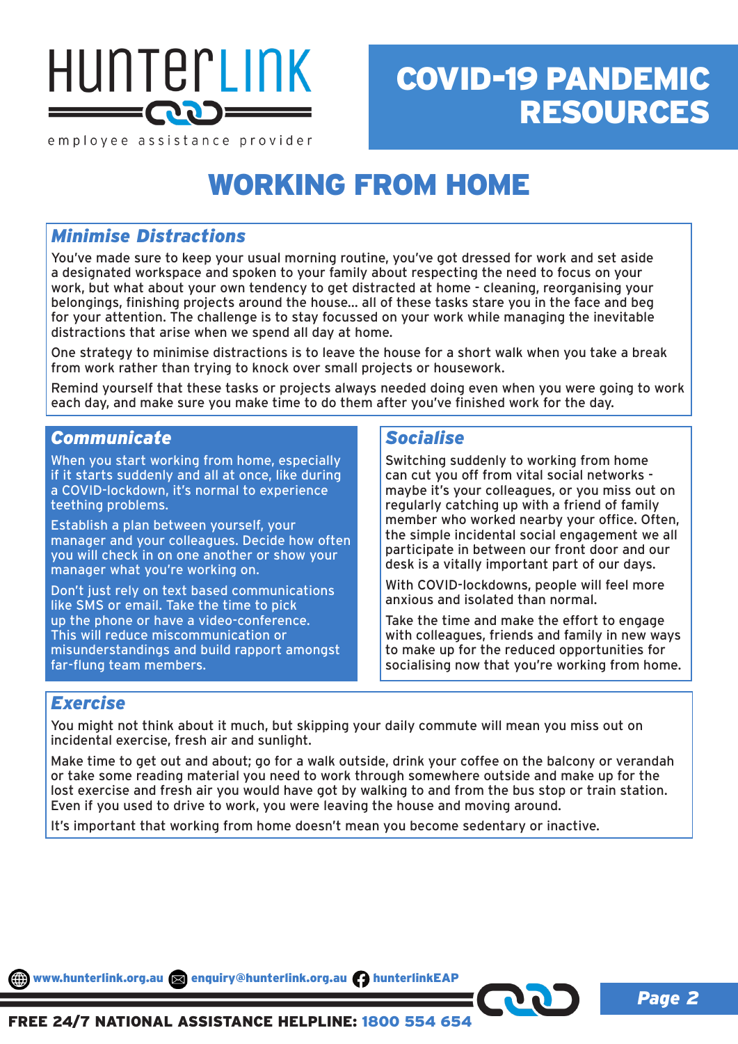# WORKING FROM HOME

## *Minimise Distractions*

You've made sure to keep your usual morning routine, you've got dressed for work and set aside a designated workspace and spoken to your family about respecting the need to focus on your work, but what about your own tendency to get distracted at home - cleaning, reorganising your belongings, finishing projects around the house... all of these tasks stare you in the face and beg for your attention. The challenge is to stay focussed on your work while managing the inevitable distractions that arise when we spend all day at home.

One strategy to minimise distractions is to leave the house for a short walk when you take a break from work rather than trying to knock over small projects or housework.

Remind yourself that these tasks or projects always needed doing even when you were going to work each day, and make sure you make time to do them after you've finished work for the day.

## *Communicate*

When you start working from home, especially if it starts suddenly and all at once, like during a COVID-lockdown, it's normal to experience teething problems.

Establish a plan between yourself, your manager and your colleagues. Decide how often you will check in on one another or show your manager what you're working on.

Don't just rely on text based communications like SMS or email. Take the time to pick up the phone or have a video-conference. This will reduce miscommunication or misunderstandings and build rapport amongst far-flung team members.

## *Socialise*

Switching suddenly to working from home can cut you off from vital social networks - maybe it's your colleagues, or you miss out on regularly catching up with a friend of family member who worked nearby your office. Often, the simple incidental social engagement we all participate in between our front door and our desk is a vitally important part of our days.

With COVID-lockdowns, people will feel more anxious and isolated than normal.

Take the time and make the effort to engage with colleagues, friends and family in new ways to make up for the reduced opportunities for socialising now that you're working from home.

## *Exercise*

You might not think about it much, but skipping your daily commute will mean you miss out on incidental exercise, fresh air and sunlight.

Make time to get out and about; go for a walk outside, drink your coffee on the balcony or verandah or take some reading material you need to work through somewhere outside and make up for the lost exercise and fresh air you would have got by walking to and from the bus stop or train station. Even if you used to drive to work, you were leaving the house and moving around.

It's important that working from home doesn't mean you become sedentary or inactive.